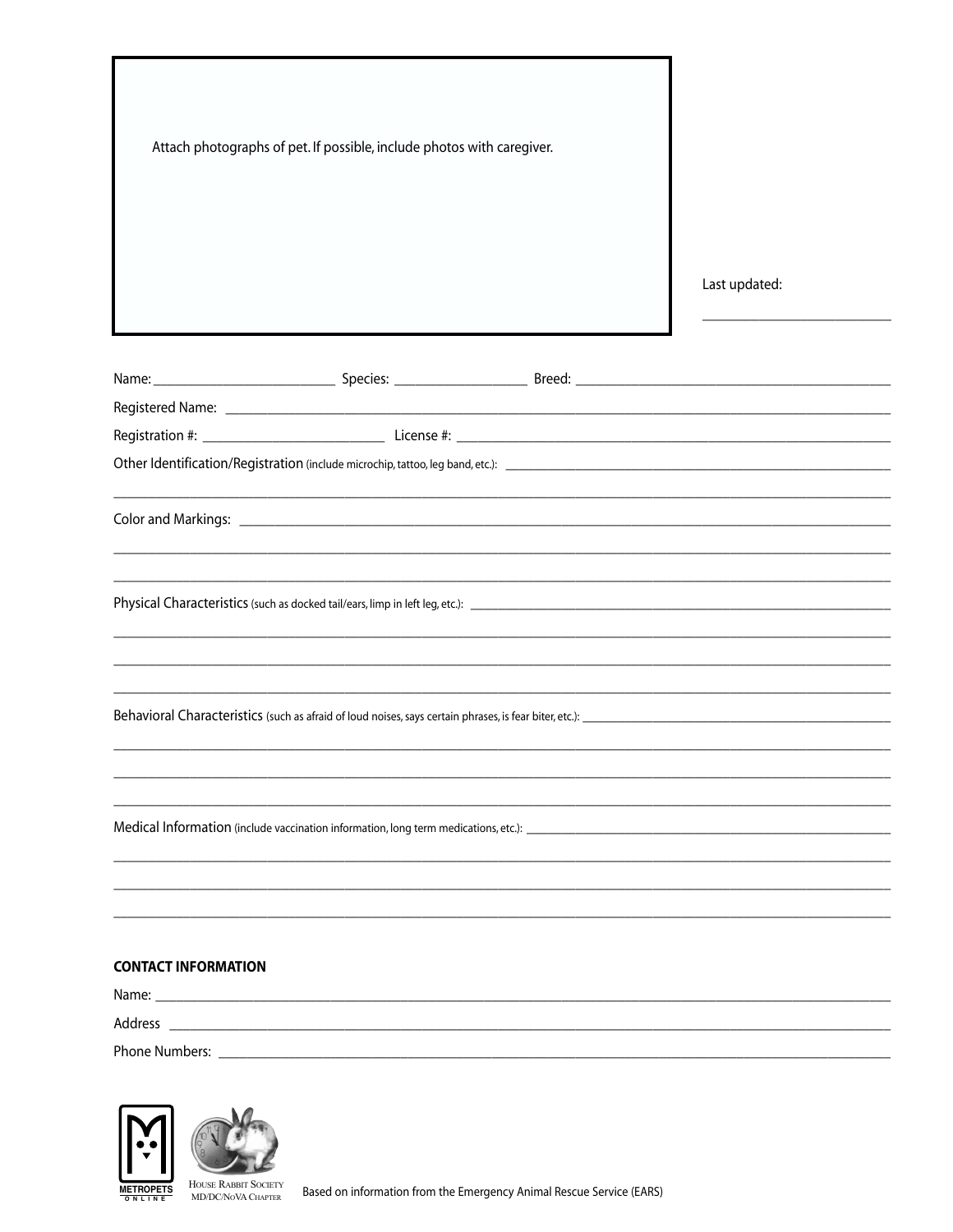Attach photographs of pet. If possible, include photos with caregiver.

Last updated: ____________________

Name: ____________________ Species: ________________ Breed: ______________________________

Registered Name: ______________________________________________________________

Registration #: ____________________ License #: ______________________________________

Other Identification/Registration (include microchip, tattoo, leg band, etc.): ______________________________

______________________________________________________________________________

Color and Markings: ___________________________________________________________

______________________________________________________________________________

______________________________________________________________________________

Physical Characteristics (such as docked tail/ears, limp in left leg, etc.): ______________________________

______________________________________________________________________________

______________________________________________________________________________

______________________________________________________________________________

Behavioral Characteristics (such as afraid of loud noises, says certain phrases, is fear biter, etc.): ____________________

______________________________________________________________________________

______________________________________________________________________________

______________________________________________________________________________

Medical Information (include vaccination information, long term medications, etc.): ______________________________

______________________________________________________________________________

______________________________________________________________________________

______________________________________________________________________________

**CONTACT INFORMATION**

Name: ______________________________________________________________________

Address ____________________________________________________________________

Phone Numbers: ______________________________________________________________

METROPETS ONLINE

HOUSE RABBIT SOCIETY MD/DC/NoVA CHAPTER

Based on information from the Emergency Animal Rescue Service (EARS)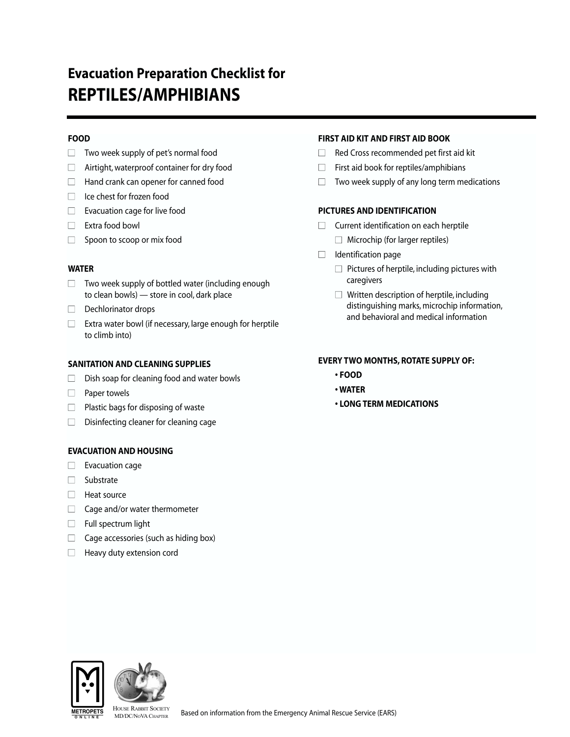# Evacuation Preparation Checklist for
# REPTILES/AMPHIBIANS

### FOOD

- ☐ Two week supply of pet's normal food
- ☐ Airtight, waterproof container for dry food
- ☐ Hand crank can opener for canned food
- ☐ Ice chest for frozen food
- ☐ Evacuation cage for live food
- ☐ Extra food bowl
- ☐ Spoon to scoop or mix food

### WATER

- ☐ Two week supply of bottled water (including enough to clean bowls) — store in cool, dark place
- ☐ Dechlorinator drops
- ☐ Extra water bowl (if necessary, large enough for herptile to climb into)

### SANITATION AND CLEANING SUPPLIES

- ☐ Dish soap for cleaning food and water bowls
- ☐ Paper towels
- ☐ Plastic bags for disposing of waste
- ☐ Disinfecting cleaner for cleaning cage

### EVACUATION AND HOUSING

- ☐ Evacuation cage
- ☐ Substrate
- ☐ Heat source
- ☐ Cage and/or water thermometer
- ☐ Full spectrum light
- ☐ Cage accessories (such as hiding box)
- ☐ Heavy duty extension cord

### FIRST AID KIT AND FIRST AID BOOK

- ☐ Red Cross recommended pet first aid kit
- ☐ First aid book for reptiles/amphibians
- ☐ Two week supply of any long term medications

### PICTURES AND IDENTIFICATION

- ☐ Current identification on each herptile
  - ☐ Microchip (for larger reptiles)
- ☐ Identification page
  - ☐ Pictures of herptile, including pictures with caregivers
  - ☐ Written description of herptile, including distinguishing marks, microchip information, and behavioral and medical information

### EVERY TWO MONTHS, ROTATE SUPPLY OF:

- **FOOD**
- **WATER**
- **LONG TERM MEDICATIONS**

METROPETS ONLINE

HOUSE RABBIT SOCIETY MD/DC/NOVA CHAPTER

Based on information from the Emergency Animal Rescue Service (EARS)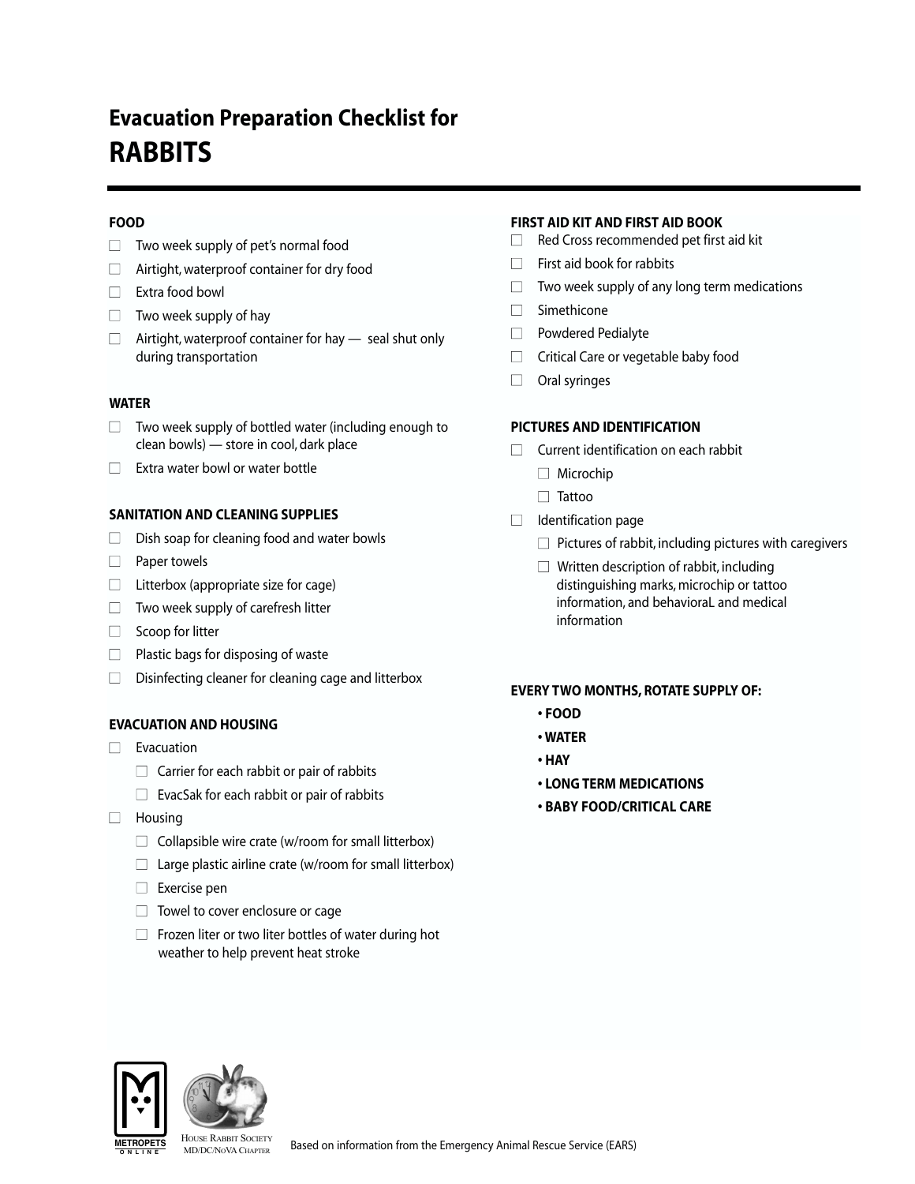# Evacuation Preparation Checklist for
# RABBITS

### FOOD

- ☐ Two week supply of pet's normal food
- ☐ Airtight, waterproof container for dry food
- ☐ Extra food bowl
- ☐ Two week supply of hay
- ☐ Airtight, waterproof container for hay — seal shut only during transportation

### WATER

- ☐ Two week supply of bottled water (including enough to clean bowls) — store in cool, dark place
- ☐ Extra water bowl or water bottle

### SANITATION AND CLEANING SUPPLIES

- ☐ Dish soap for cleaning food and water bowls
- ☐ Paper towels
- ☐ Litterbox (appropriate size for cage)
- ☐ Two week supply of carefresh litter
- ☐ Scoop for litter
- ☐ Plastic bags for disposing of waste
- ☐ Disinfecting cleaner for cleaning cage and litterbox

### EVACUATION AND HOUSING

- ☐ Evacuation
  - ☐ Carrier for each rabbit or pair of rabbits
  - ☐ EvacSak for each rabbit or pair of rabbits
- ☐ Housing
  - ☐ Collapsible wire crate (w/room for small litterbox)
  - ☐ Large plastic airline crate (w/room for small litterbox)
  - ☐ Exercise pen
  - ☐ Towel to cover enclosure or cage
  - ☐ Frozen liter or two liter bottles of water during hot weather to help prevent heat stroke

### FIRST AID KIT AND FIRST AID BOOK

- ☐ Red Cross recommended pet first aid kit
- ☐ First aid book for rabbits
- ☐ Two week supply of any long term medications
- ☐ Simethicone
- ☐ Powdered Pedialyte
- ☐ Critical Care or vegetable baby food
- ☐ Oral syringes

### PICTURES AND IDENTIFICATION

- ☐ Current identification on each rabbit
  - ☐ Microchip
  - ☐ Tattoo
- ☐ Identification page
  - ☐ Pictures of rabbit, including pictures with caregivers
  - ☐ Written description of rabbit, including distinguishing marks, microchip or tattoo information, and behavioraL and medical information

### EVERY TWO MONTHS, ROTATE SUPPLY OF:

- **FOOD**
- **WATER**
- **HAY**
- **LONG TERM MEDICATIONS**
- **BABY FOOD/CRITICAL CARE**

METROPETS ONLINE

HOUSE RABBIT SOCIETY MD/DC/NoVA CHAPTER

Based on information from the Emergency Animal Rescue Service (EARS)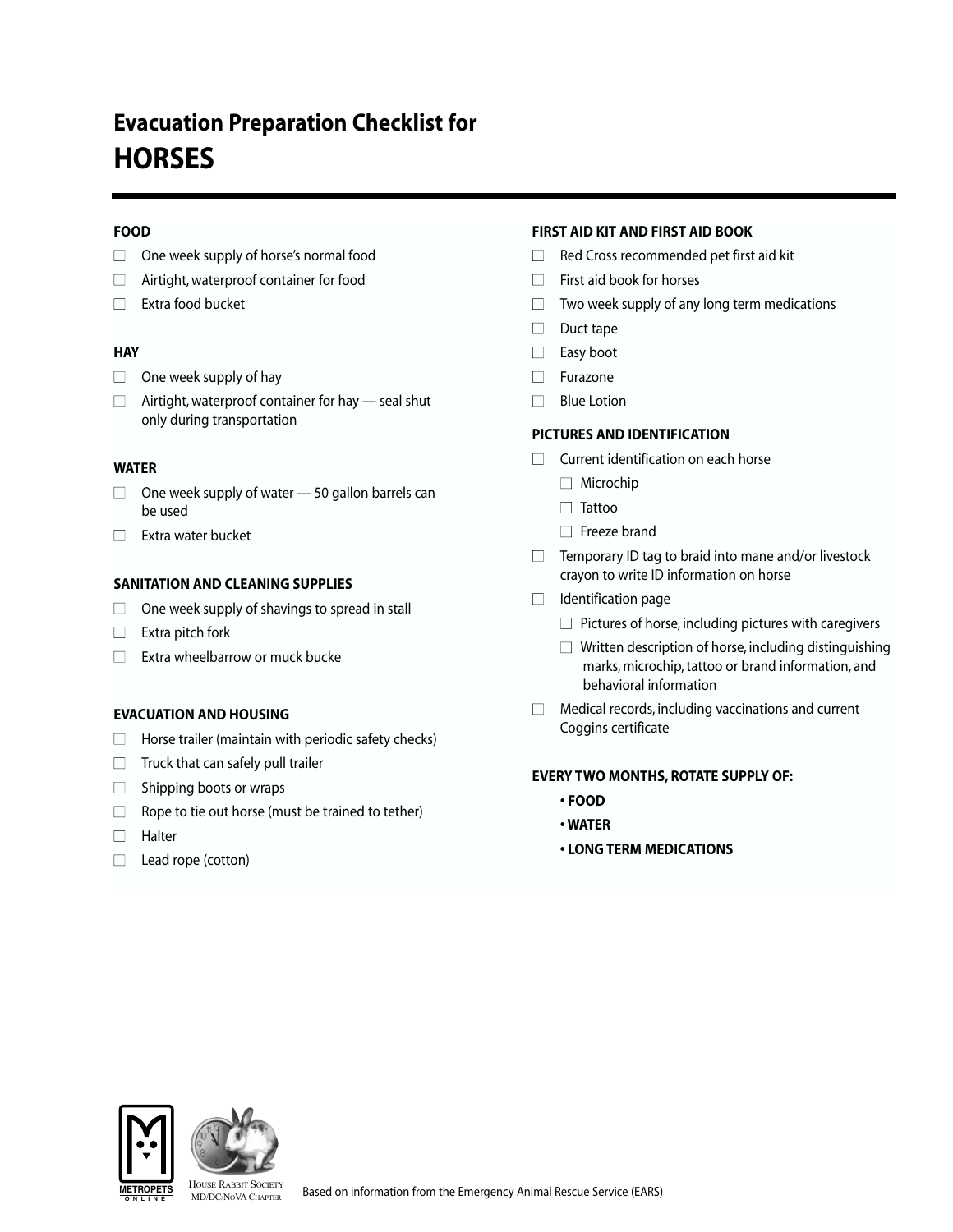# Evacuation Preparation Checklist for
# HORSES

### FOOD

- ☐ One week supply of horse's normal food
- ☐ Airtight, waterproof container for food
- ☐ Extra food bucket

### HAY

- ☐ One week supply of hay
- ☐ Airtight, waterproof container for hay — seal shut only during transportation

### WATER

- ☐ One week supply of water — 50 gallon barrels can be used
- ☐ Extra water bucket

### SANITATION AND CLEANING SUPPLIES

- ☐ One week supply of shavings to spread in stall
- ☐ Extra pitch fork
- ☐ Extra wheelbarrow or muck bucke

### EVACUATION AND HOUSING

- ☐ Horse trailer (maintain with periodic safety checks)
- ☐ Truck that can safely pull trailer
- ☐ Shipping boots or wraps
- ☐ Rope to tie out horse (must be trained to tether)
- ☐ Halter
- ☐ Lead rope (cotton)

### FIRST AID KIT AND FIRST AID BOOK

- ☐ Red Cross recommended pet first aid kit
- ☐ First aid book for horses
- ☐ Two week supply of any long term medications
- ☐ Duct tape
- ☐ Easy boot
- ☐ Furazone
- ☐ Blue Lotion

### PICTURES AND IDENTIFICATION

- ☐ Current identification on each horse
  - ☐ Microchip
  - ☐ Tattoo
  - ☐ Freeze brand
- ☐ Temporary ID tag to braid into mane and/or livestock crayon to write ID information on horse
- ☐ Identification page
  - ☐ Pictures of horse, including pictures with caregivers
  - ☐ Written description of horse, including distinguishing marks, microchip, tattoo or brand information, and behavioral information
- ☐ Medical records, including vaccinations and current Coggins certificate

### EVERY TWO MONTHS, ROTATE SUPPLY OF:

- **FOOD**
- **WATER**
- **LONG TERM MEDICATIONS**

METROPETS ONLINE

House Rabbit Society MD/DC/NoVA Chapter

Based on information from the Emergency Animal Rescue Service (EARS)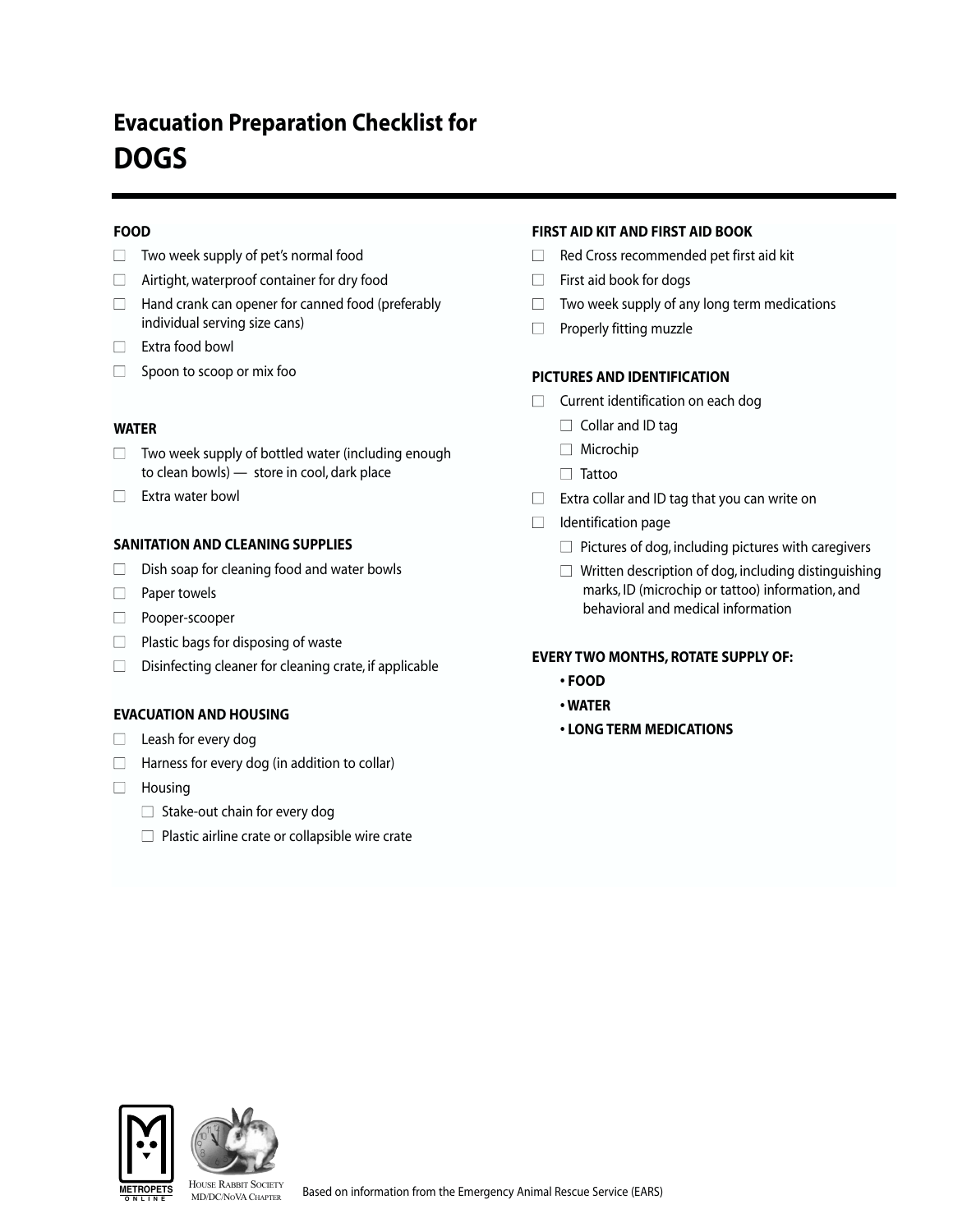# Evacuation Preparation Checklist for DOGS

### FOOD

- ☐ Two week supply of pet's normal food
- ☐ Airtight, waterproof container for dry food
- ☐ Hand crank can opener for canned food (preferably individual serving size cans)
- ☐ Extra food bowl
- ☐ Spoon to scoop or mix foo

### WATER

- ☐ Two week supply of bottled water (including enough to clean bowls) — store in cool, dark place
- ☐ Extra water bowl

### SANITATION AND CLEANING SUPPLIES

- ☐ Dish soap for cleaning food and water bowls
- ☐ Paper towels
- ☐ Pooper-scooper
- ☐ Plastic bags for disposing of waste
- ☐ Disinfecting cleaner for cleaning crate, if applicable

### EVACUATION AND HOUSING

- ☐ Leash for every dog
- ☐ Harness for every dog (in addition to collar)
- ☐ Housing
  - ☐ Stake-out chain for every dog
  - ☐ Plastic airline crate or collapsible wire crate

### FIRST AID KIT AND FIRST AID BOOK

- ☐ Red Cross recommended pet first aid kit
- ☐ First aid book for dogs
- ☐ Two week supply of any long term medications
- ☐ Properly fitting muzzle

### PICTURES AND IDENTIFICATION

- ☐ Current identification on each dog
  - ☐ Collar and ID tag
  - ☐ Microchip
  - ☐ Tattoo
- ☐ Extra collar and ID tag that you can write on
- ☐ Identification page
  - ☐ Pictures of dog, including pictures with caregivers
  - ☐ Written description of dog, including distinguishing marks, ID (microchip or tattoo) information, and behavioral and medical information

### EVERY TWO MONTHS, ROTATE SUPPLY OF:

- **FOOD**
- **WATER**
- **LONG TERM MEDICATIONS**

METROPETS ONLINE

HOUSE RABBIT SOCIETY MD/DC/NoVA CHAPTER

Based on information from the Emergency Animal Rescue Service (EARS)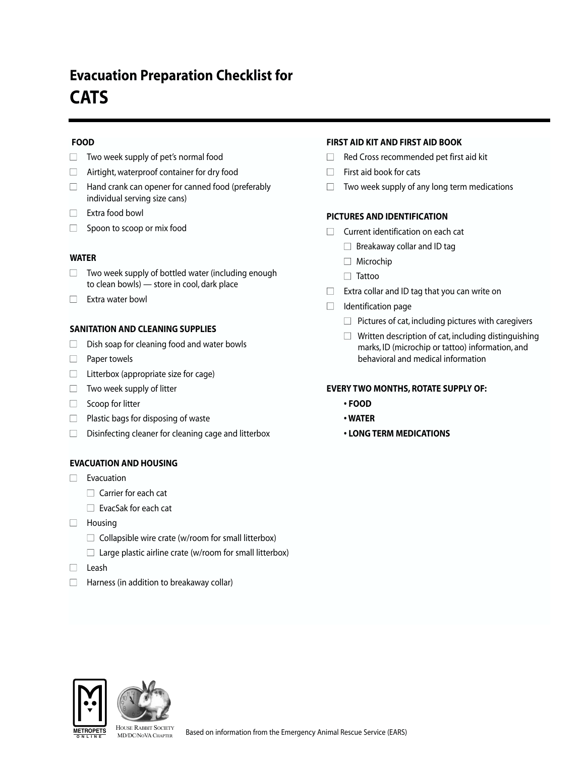# Evacuation Preparation Checklist for
# CATS

### FOOD

- ☐ Two week supply of pet's normal food
- ☐ Airtight, waterproof container for dry food
- ☐ Hand crank can opener for canned food (preferably individual serving size cans)
- ☐ Extra food bowl
- ☐ Spoon to scoop or mix food

### WATER

- ☐ Two week supply of bottled water (including enough to clean bowls) — store in cool, dark place
- ☐ Extra water bowl

### SANITATION AND CLEANING SUPPLIES

- ☐ Dish soap for cleaning food and water bowls
- ☐ Paper towels
- ☐ Litterbox (appropriate size for cage)
- ☐ Two week supply of litter
- ☐ Scoop for litter
- ☐ Plastic bags for disposing of waste
- ☐ Disinfecting cleaner for cleaning cage and litterbox

### EVACUATION AND HOUSING

- ☐ Evacuation
  - ☐ Carrier for each cat
  - ☐ EvacSak for each cat
- ☐ Housing
  - ☐ Collapsible wire crate (w/room for small litterbox)
  - ☐ Large plastic airline crate (w/room for small litterbox)
- ☐ Leash
- ☐ Harness (in addition to breakaway collar)

### FIRST AID KIT AND FIRST AID BOOK

- ☐ Red Cross recommended pet first aid kit
- ☐ First aid book for cats
- ☐ Two week supply of any long term medications

### PICTURES AND IDENTIFICATION

- ☐ Current identification on each cat
  - ☐ Breakaway collar and ID tag
  - ☐ Microchip
  - ☐ Tattoo
- ☐ Extra collar and ID tag that you can write on
- ☐ Identification page
  - ☐ Pictures of cat, including pictures with caregivers
  - ☐ Written description of cat, including distinguishing marks, ID (microchip or tattoo) information, and behavioral and medical information

### EVERY TWO MONTHS, ROTATE SUPPLY OF:

- **FOOD**
- **WATER**
- **LONG TERM MEDICATIONS**

METROPETS ONLINE

HOUSE RABBIT SOCIETY MD/DC/NoVA CHAPTER

Based on information from the Emergency Animal Rescue Service (EARS)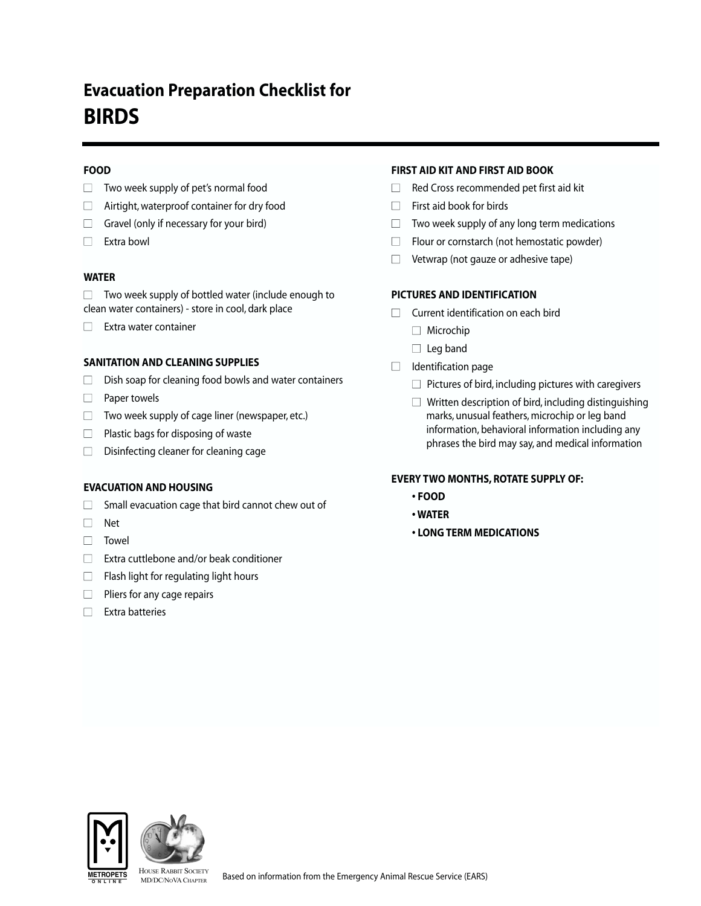# Evacuation Preparation Checklist for
# BIRDS

### FOOD

- ☐ Two week supply of pet's normal food
- ☐ Airtight, waterproof container for dry food
- ☐ Gravel (only if necessary for your bird)
- ☐ Extra bowl

### WATER

- ☐ Two week supply of bottled water (include enough to clean water containers) - store in cool, dark place
- ☐ Extra water container

### SANITATION AND CLEANING SUPPLIES

- ☐ Dish soap for cleaning food bowls and water containers
- ☐ Paper towels
- ☐ Two week supply of cage liner (newspaper, etc.)
- ☐ Plastic bags for disposing of waste
- ☐ Disinfecting cleaner for cleaning cage

### EVACUATION AND HOUSING

- ☐ Small evacuation cage that bird cannot chew out of
- ☐ Net
- ☐ Towel
- ☐ Extra cuttlebone and/or beak conditioner
- ☐ Flash light for regulating light hours
- ☐ Pliers for any cage repairs
- ☐ Extra batteries

### FIRST AID KIT AND FIRST AID BOOK

- ☐ Red Cross recommended pet first aid kit
- ☐ First aid book for birds
- ☐ Two week supply of any long term medications
- ☐ Flour or cornstarch (not hemostatic powder)
- ☐ Vetwrap (not gauze or adhesive tape)

### PICTURES AND IDENTIFICATION

- ☐ Current identification on each bird
  - ☐ Microchip
  - ☐ Leg band
- ☐ Identification page
  - ☐ Pictures of bird, including pictures with caregivers
  - ☐ Written description of bird, including distinguishing marks, unusual feathers, microchip or leg band information, behavioral information including any phrases the bird may say, and medical information

### EVERY TWO MONTHS, ROTATE SUPPLY OF:

- **FOOD**
- **WATER**
- **LONG TERM MEDICATIONS**

METROPETS ONLINE

HOUSE RABBIT SOCIETY MD/DC/NoVA CHAPTER

Based on information from the Emergency Animal Rescue Service (EARS)